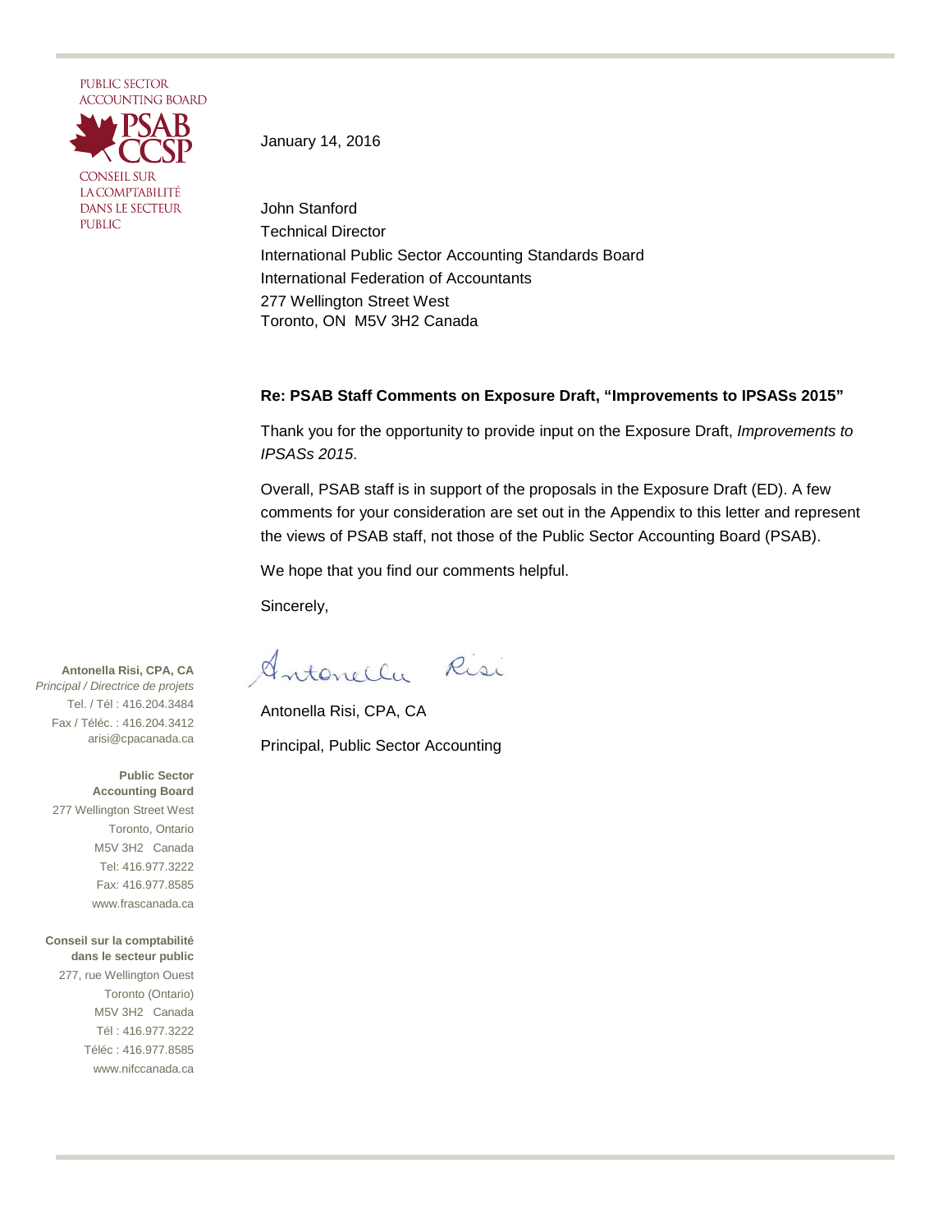PUBLIC SECTOR
ACCOUNTING BOARD

PSAB
CCSP

CONSEIL SUR
LA COMPTABILITÉ
DANS LE SECTEUR
PUBLIC

January 14, 2016

John Stanford
Technical Director
International Public Sector Accounting Standards Board
International Federation of Accountants
277 Wellington Street West
Toronto, ON M5V 3H2 Canada

**Re: PSAB Staff Comments on Exposure Draft, "Improvements to IPSASs 2015"**

Thank you for the opportunity to provide input on the Exposure Draft, *Improvements to IPSASs 2015*.

Overall, PSAB staff is in support of the proposals in the Exposure Draft (ED). A few comments for your consideration are set out in the Appendix to this letter and represent the views of PSAB staff, not those of the Public Sector Accounting Board (PSAB).

We hope that you find our comments helpful.

Sincerely,

Antonella Risi

Antonella Risi, CPA, CA

Principal, Public Sector Accounting

**Antonella Risi, CPA, CA**
*Principal / Directrice de projets*
Tel. / Tél : 416.204.3484
Fax / Téléc. : 416.204.3412
arisi@cpacanada.ca

**Public Sector Accounting Board**
277 Wellington Street West
Toronto, Ontario
M5V 3H2 Canada
Tel: 416.977.3222
Fax: 416.977.8585
www.frascanada.ca

**Conseil sur la comptabilité dans le secteur public**
277, rue Wellington Ouest
Toronto (Ontario)
M5V 3H2 Canada
Tél : 416.977.3222
Téléc : 416.977.8585
www.nifccanada.ca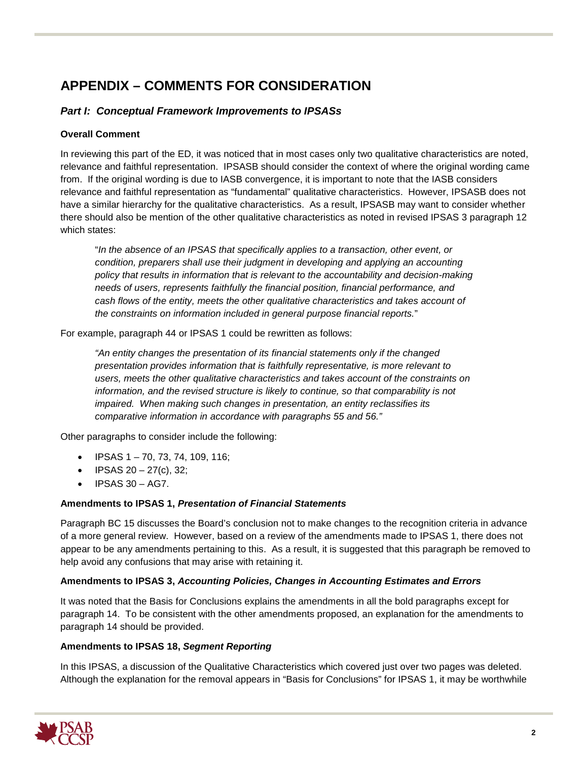# APPENDIX – COMMENTS FOR CONSIDERATION

## *Part I: Conceptual Framework Improvements to IPSASs*

### Overall Comment

In reviewing this part of the ED, it was noticed that in most cases only two qualitative characteristics are noted, relevance and faithful representation. IPSASB should consider the context of where the original wording came from. If the original wording is due to IASB convergence, it is important to note that the IASB considers relevance and faithful representation as "fundamental" qualitative characteristics. However, IPSASB does not have a similar hierarchy for the qualitative characteristics. As a result, IPSASB may want to consider whether there should also be mention of the other qualitative characteristics as noted in revised IPSAS 3 paragraph 12 which states:

> "*In the absence of an IPSAS that specifically applies to a transaction, other event, or condition, preparers shall use their judgment in developing and applying an accounting policy that results in information that is relevant to the accountability and decision-making needs of users, represents faithfully the financial position, financial performance, and cash flows of the entity, meets the other qualitative characteristics and takes account of the constraints on information included in general purpose financial reports.*"

For example, paragraph 44 or IPSAS 1 could be rewritten as follows:

> *"An entity changes the presentation of its financial statements only if the changed presentation provides information that is faithfully representative, is more relevant to users, meets the other qualitative characteristics and takes account of the constraints on information, and the revised structure is likely to continue, so that comparability is not impaired. When making such changes in presentation, an entity reclassifies its comparative information in accordance with paragraphs 55 and 56."*

Other paragraphs to consider include the following:

- IPSAS 1 – 70, 73, 74, 109, 116;
- IPSAS 20 – 27(c), 32;
- IPSAS 30 – AG7.

### Amendments to IPSAS 1, *Presentation of Financial Statements*

Paragraph BC 15 discusses the Board's conclusion not to make changes to the recognition criteria in advance of a more general review. However, based on a review of the amendments made to IPSAS 1, there does not appear to be any amendments pertaining to this. As a result, it is suggested that this paragraph be removed to help avoid any confusions that may arise with retaining it.

### Amendments to IPSAS 3, *Accounting Policies, Changes in Accounting Estimates and Errors*

It was noted that the Basis for Conclusions explains the amendments in all the bold paragraphs except for paragraph 14. To be consistent with the other amendments proposed, an explanation for the amendments to paragraph 14 should be provided.

### Amendments to IPSAS 18, *Segment Reporting*

In this IPSAS, a discussion of the Qualitative Characteristics which covered just over two pages was deleted. Although the explanation for the removal appears in "Basis for Conclusions" for IPSAS 1, it may be worthwhile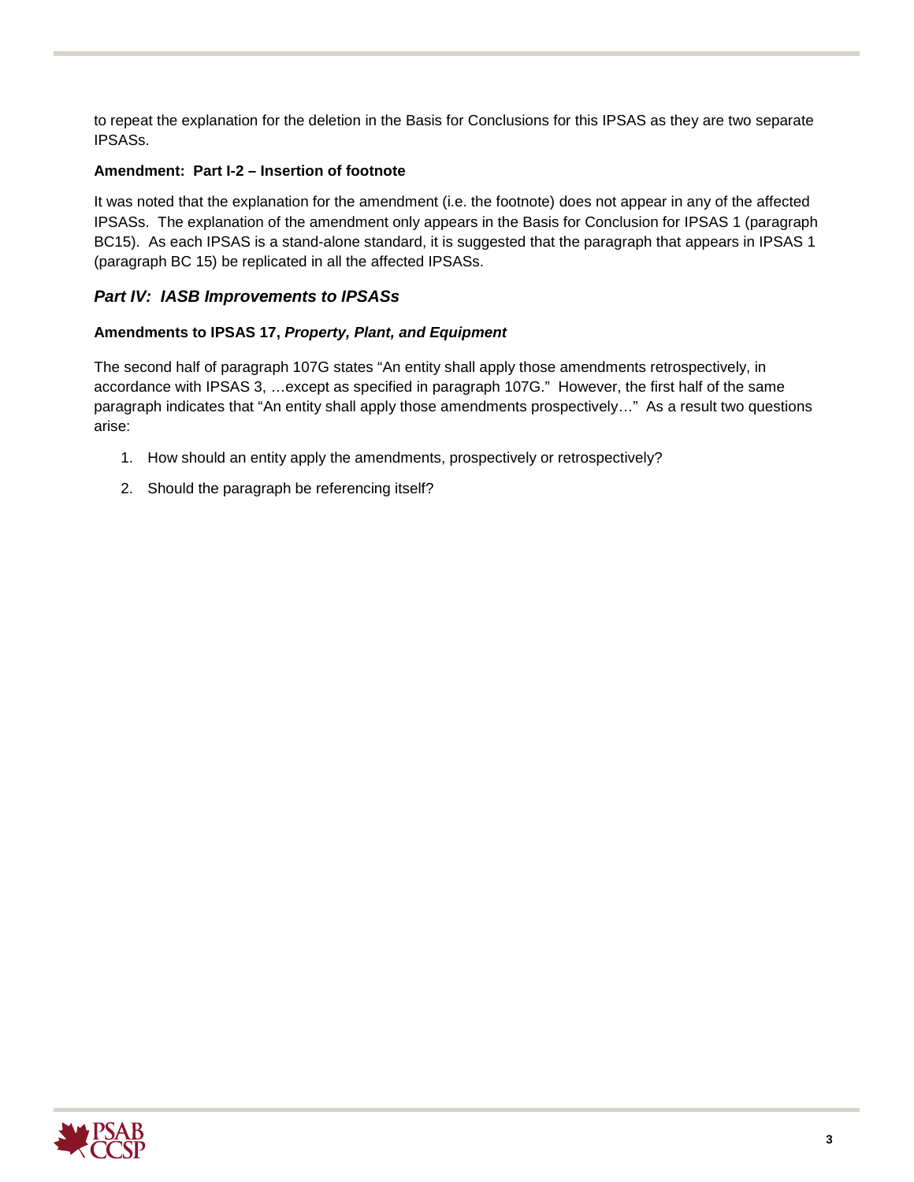to repeat the explanation for the deletion in the Basis for Conclusions for this IPSAS as they are two separate IPSASs.

**Amendment: Part I-2 – Insertion of footnote**

It was noted that the explanation for the amendment (i.e. the footnote) does not appear in any of the affected IPSASs. The explanation of the amendment only appears in the Basis for Conclusion for IPSAS 1 (paragraph BC15). As each IPSAS is a stand-alone standard, it is suggested that the paragraph that appears in IPSAS 1 (paragraph BC 15) be replicated in all the affected IPSASs.

### *Part IV: IASB Improvements to IPSASs*

**Amendments to IPSAS 17,** ***Property, Plant, and Equipment***

The second half of paragraph 107G states "An entity shall apply those amendments retrospectively, in accordance with IPSAS 3, …except as specified in paragraph 107G." However, the first half of the same paragraph indicates that "An entity shall apply those amendments prospectively…" As a result two questions arise:

1. How should an entity apply the amendments, prospectively or retrospectively?
2. Should the paragraph be referencing itself?